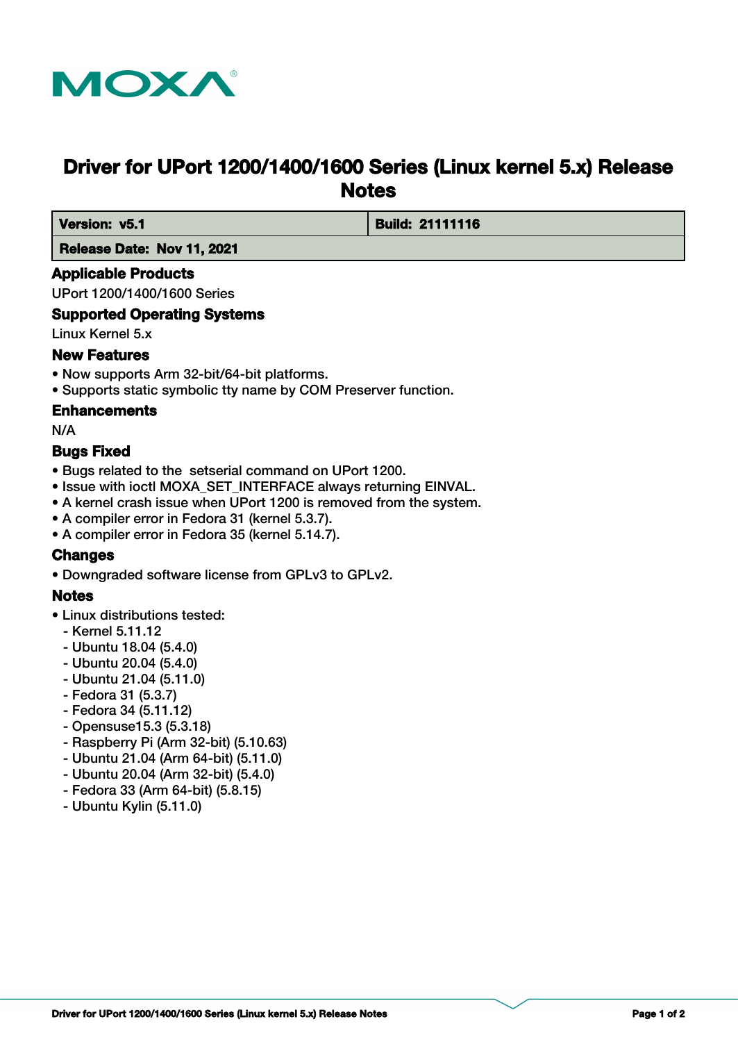# Driver for UPort 1200/1400/1600 Series (Linux kernel 5.x) Release Notes

| **Version: v5.1** | **Build: 21111116** |
| --- | --- |
| **Release Date: Nov 11, 2021** | |

## Applicable Products

UPort 1200/1400/1600 Series

## Supported Operating Systems

Linux Kernel 5.x

## New Features

- Now supports Arm 32-bit/64-bit platforms.
- Supports static symbolic tty name by COM Preserver function.

## Enhancements

N/A

## Bugs Fixed

- Bugs related to the  setserial command on UPort 1200.
- Issue with ioctl MOXA_SET_INTERFACE always returning EINVAL.
- A kernel crash issue when UPort 1200 is removed from the system.
- A compiler error in Fedora 31 (kernel 5.3.7).
- A compiler error in Fedora 35 (kernel 5.14.7).

## Changes

- Downgraded software license from GPLv3 to GPLv2.

## Notes

- Linux distributions tested:
  - Kernel 5.11.12
  - Ubuntu 18.04 (5.4.0)
  - Ubuntu 20.04 (5.4.0)
  - Ubuntu 21.04 (5.11.0)
  - Fedora 31 (5.3.7)
  - Fedora 34 (5.11.12)
  - Opensuse15.3 (5.3.18)
  - Raspberry Pi (Arm 32-bit) (5.10.63)
  - Ubuntu 21.04 (Arm 64-bit) (5.11.0)
  - Ubuntu 20.04 (Arm 32-bit) (5.4.0)
  - Fedora 33 (Arm 64-bit) (5.8.15)
  - Ubuntu Kylin (5.11.0)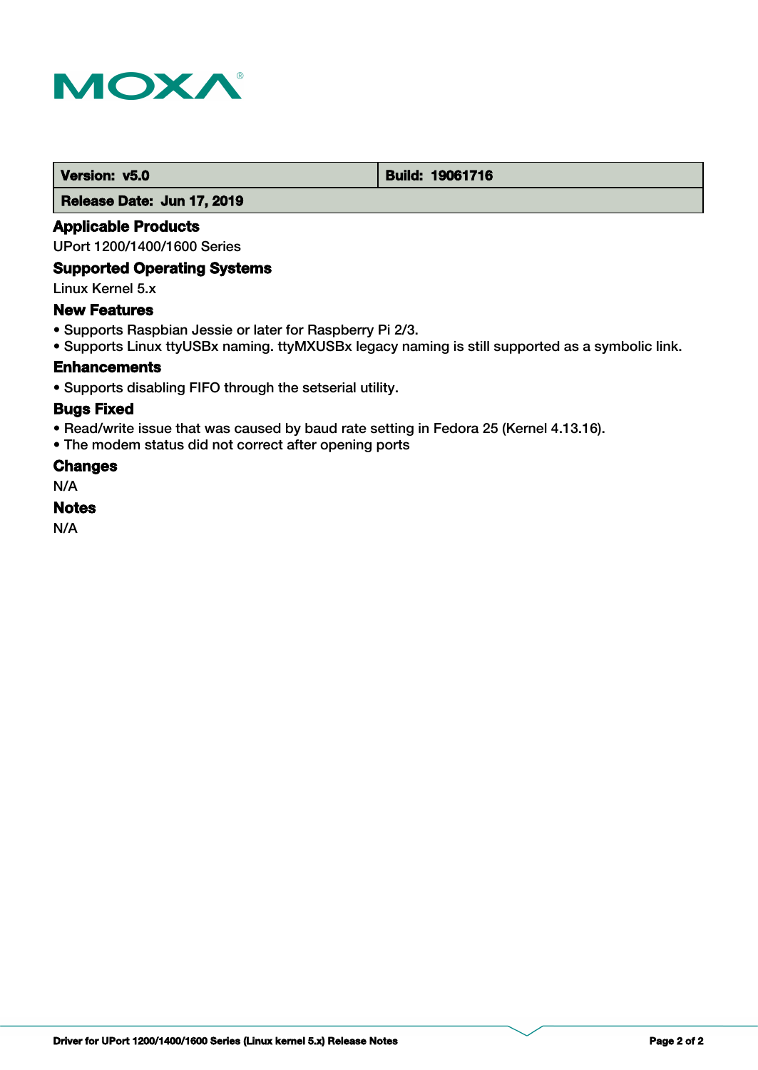| Version: v5.0 | Build: 19061716 |
| --- | --- |
| Release Date: Jun 17, 2019 | |

## Applicable Products

UPort 1200/1400/1600 Series

## Supported Operating Systems

Linux Kernel 5.x

## New Features

- Supports Raspbian Jessie or later for Raspberry Pi 2/3.
- Supports Linux ttyUSBx naming. ttyMXUSBx legacy naming is still supported as a symbolic link.

## Enhancements

- Supports disabling FIFO through the setserial utility.

## Bugs Fixed

- Read/write issue that was caused by baud rate setting in Fedora 25 (Kernel 4.13.16).
- The modem status did not correct after opening ports

## Changes

N/A

## Notes

N/A